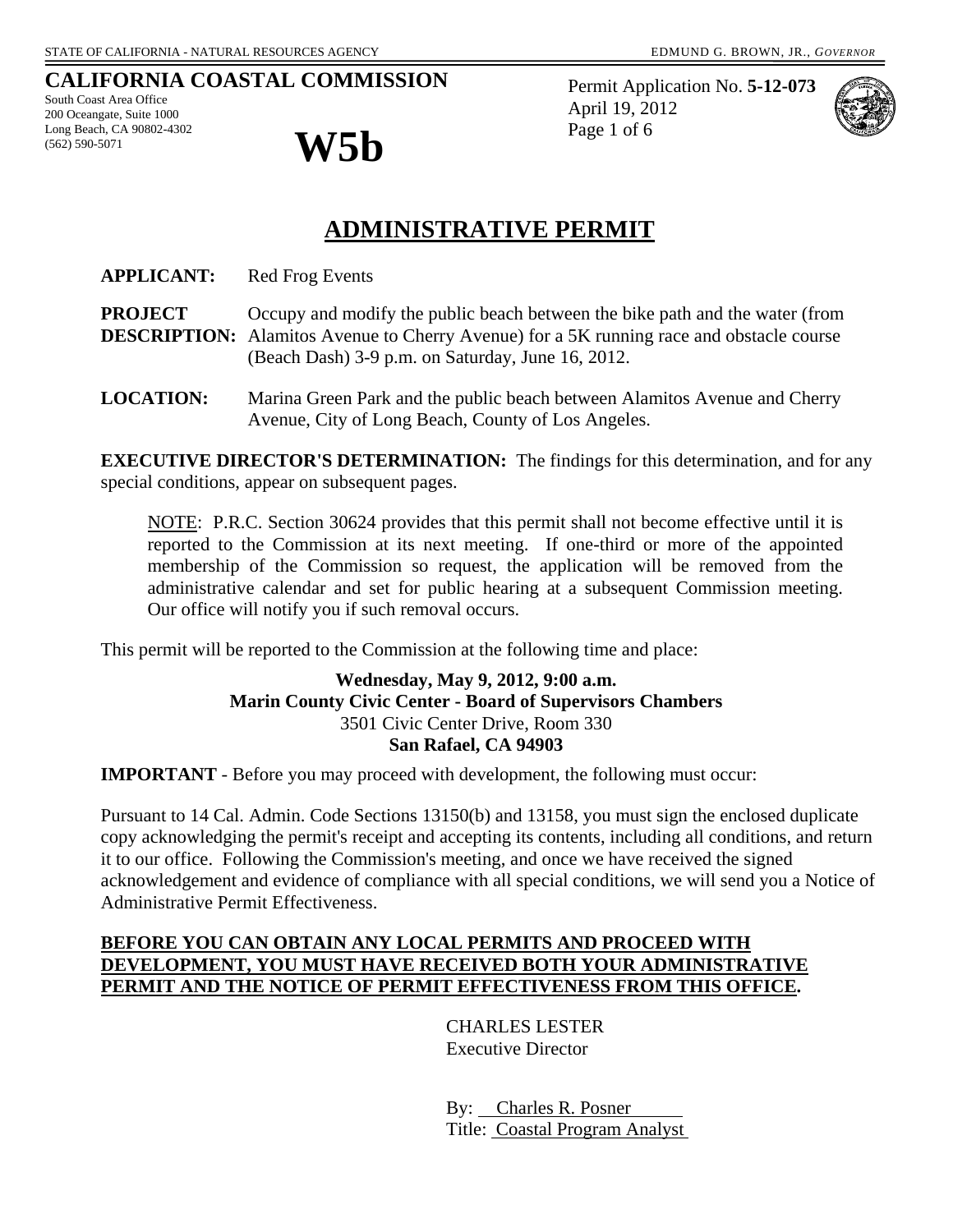STATE OF CALIFORNIA - NATURAL RESOURCES AGENCY EDMUND G. BROWN, JR., *GOVERNOR*

**CALIFORNIA COASTAL COMMISSION**
South Coast Area Office
200 Oceangate, Suite 1000
Long Beach, CA 90802-4302
(562) 590-5071

# W5b

Permit Application No. **5-12-073**
April 19, 2012
Page 1 of 6

# ADMINISTRATIVE PERMIT

**APPLICANT:** Red Frog Events

**PROJECT DESCRIPTION:** Occupy and modify the public beach between the bike path and the water (from Alamitos Avenue to Cherry Avenue) for a 5K running race and obstacle course (Beach Dash) 3-9 p.m. on Saturday, June 16, 2012.

**LOCATION:** Marina Green Park and the public beach between Alamitos Avenue and Cherry Avenue, City of Long Beach, County of Los Angeles.

**EXECUTIVE DIRECTOR'S DETERMINATION:** The findings for this determination, and for any special conditions, appear on subsequent pages.

> NOTE: P.R.C. Section 30624 provides that this permit shall not become effective until it is reported to the Commission at its next meeting. If one-third or more of the appointed membership of the Commission so request, the application will be removed from the administrative calendar and set for public hearing at a subsequent Commission meeting. Our office will notify you if such removal occurs.

This permit will be reported to the Commission at the following time and place:

**Wednesday, May 9, 2012, 9:00 a.m.**
**Marin County Civic Center - Board of Supervisors Chambers**
3501 Civic Center Drive, Room 330
**San Rafael, CA 94903**

**IMPORTANT** - Before you may proceed with development, the following must occur:

Pursuant to 14 Cal. Admin. Code Sections 13150(b) and 13158, you must sign the enclosed duplicate copy acknowledging the permit's receipt and accepting its contents, including all conditions, and return it to our office. Following the Commission's meeting, and once we have received the signed acknowledgement and evidence of compliance with all special conditions, we will send you a Notice of Administrative Permit Effectiveness.

**BEFORE YOU CAN OBTAIN ANY LOCAL PERMITS AND PROCEED WITH DEVELOPMENT, YOU MUST HAVE RECEIVED BOTH YOUR ADMINISTRATIVE PERMIT AND THE NOTICE OF PERMIT EFFECTIVENESS FROM THIS OFFICE.**

CHARLES LESTER
Executive Director

By: Charles R. Posner
Title: Coastal Program Analyst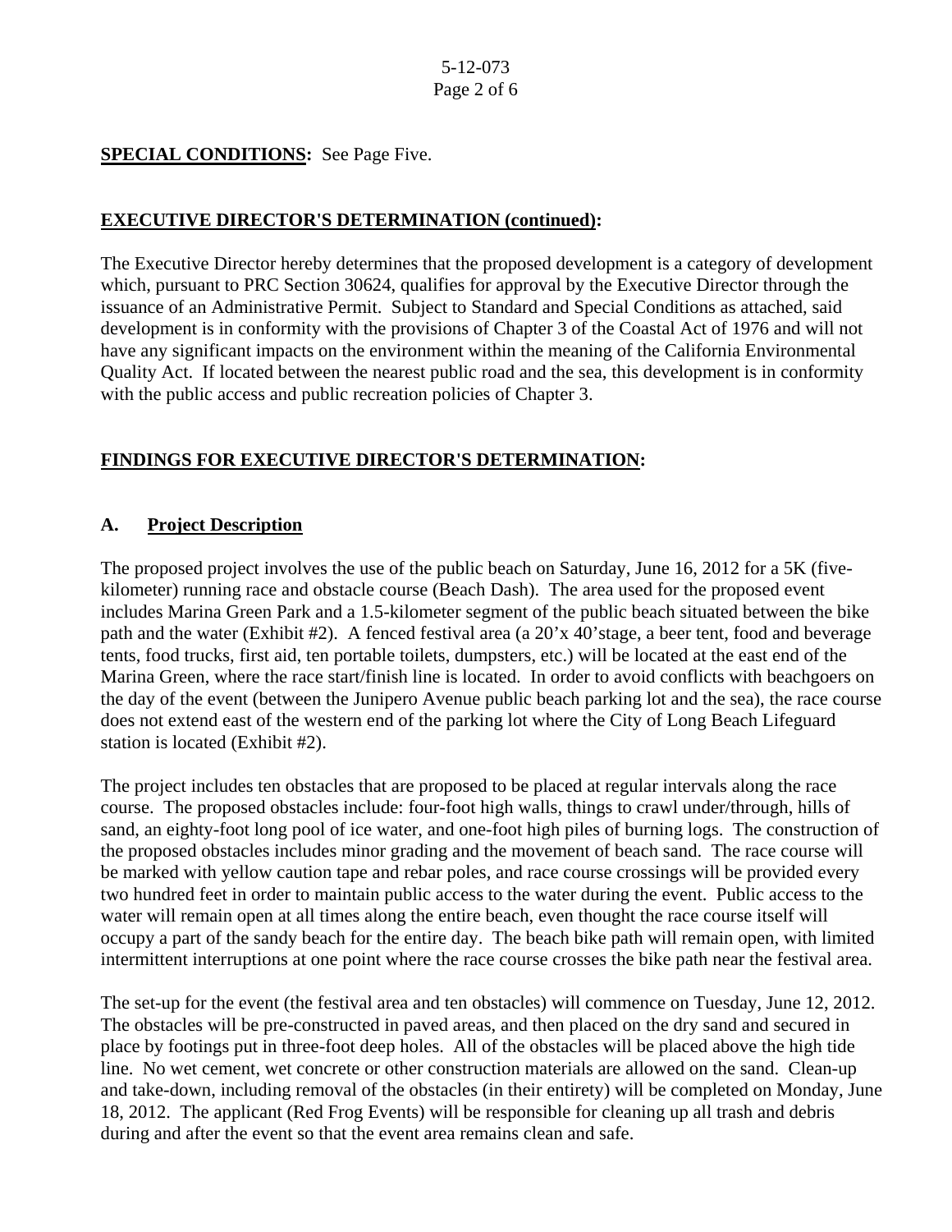**SPECIAL CONDITIONS:** See Page Five.

**EXECUTIVE DIRECTOR'S DETERMINATION (continued):**

The Executive Director hereby determines that the proposed development is a category of development which, pursuant to PRC Section 30624, qualifies for approval by the Executive Director through the issuance of an Administrative Permit. Subject to Standard and Special Conditions as attached, said development is in conformity with the provisions of Chapter 3 of the Coastal Act of 1976 and will not have any significant impacts on the environment within the meaning of the California Environmental Quality Act. If located between the nearest public road and the sea, this development is in conformity with the public access and public recreation policies of Chapter 3.

**FINDINGS FOR EXECUTIVE DIRECTOR'S DETERMINATION:**

## A. Project Description

The proposed project involves the use of the public beach on Saturday, June 16, 2012 for a 5K (five-kilometer) running race and obstacle course (Beach Dash). The area used for the proposed event includes Marina Green Park and a 1.5-kilometer segment of the public beach situated between the bike path and the water (Exhibit #2). A fenced festival area (a 20'x 40'stage, a beer tent, food and beverage tents, food trucks, first aid, ten portable toilets, dumpsters, etc.) will be located at the east end of the Marina Green, where the race start/finish line is located. In order to avoid conflicts with beachgoers on the day of the event (between the Junipero Avenue public beach parking lot and the sea), the race course does not extend east of the western end of the parking lot where the City of Long Beach Lifeguard station is located (Exhibit #2).

The project includes ten obstacles that are proposed to be placed at regular intervals along the race course. The proposed obstacles include: four-foot high walls, things to crawl under/through, hills of sand, an eighty-foot long pool of ice water, and one-foot high piles of burning logs. The construction of the proposed obstacles includes minor grading and the movement of beach sand. The race course will be marked with yellow caution tape and rebar poles, and race course crossings will be provided every two hundred feet in order to maintain public access to the water during the event. Public access to the water will remain open at all times along the entire beach, even thought the race course itself will occupy a part of the sandy beach for the entire day. The beach bike path will remain open, with limited intermittent interruptions at one point where the race course crosses the bike path near the festival area.

The set-up for the event (the festival area and ten obstacles) will commence on Tuesday, June 12, 2012. The obstacles will be pre-constructed in paved areas, and then placed on the dry sand and secured in place by footings put in three-foot deep holes. All of the obstacles will be placed above the high tide line. No wet cement, wet concrete or other construction materials are allowed on the sand. Clean-up and take-down, including removal of the obstacles (in their entirety) will be completed on Monday, June 18, 2012. The applicant (Red Frog Events) will be responsible for cleaning up all trash and debris during and after the event so that the event area remains clean and safe.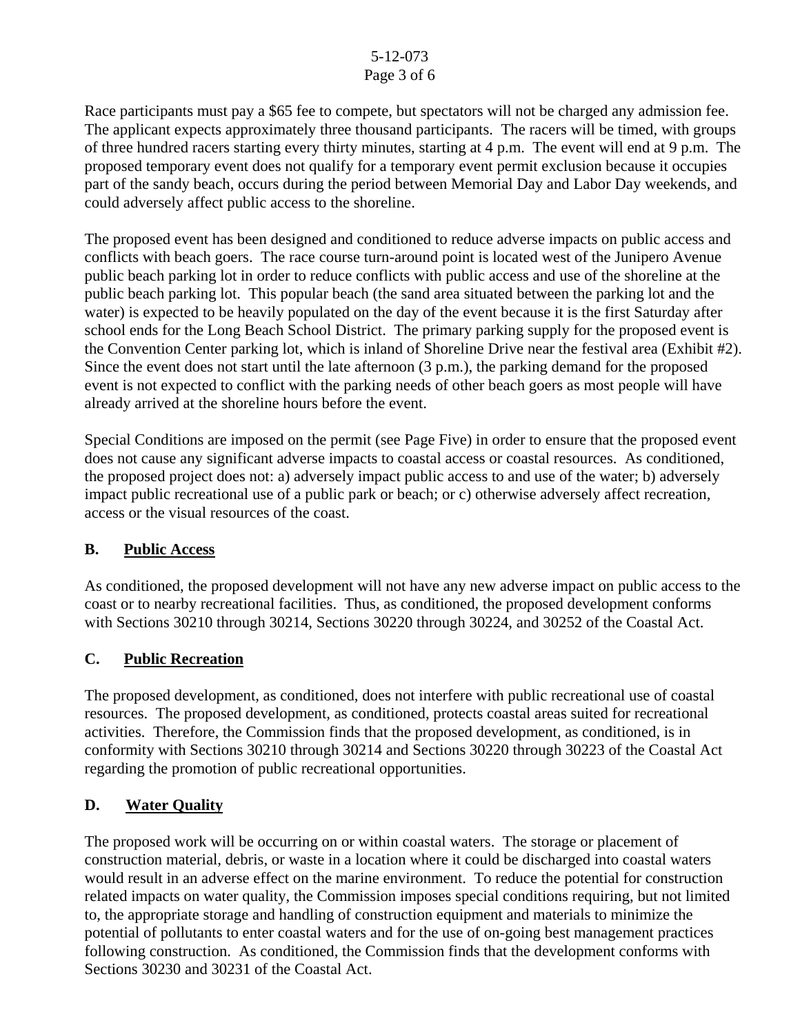Race participants must pay a $65 fee to compete, but spectators will not be charged any admission fee. The applicant expects approximately three thousand participants. The racers will be timed, with groups of three hundred racers starting every thirty minutes, starting at 4 p.m. The event will end at 9 p.m. The proposed temporary event does not qualify for a temporary event permit exclusion because it occupies part of the sandy beach, occurs during the period between Memorial Day and Labor Day weekends, and could adversely affect public access to the shoreline.

The proposed event has been designed and conditioned to reduce adverse impacts on public access and conflicts with beach goers. The race course turn-around point is located west of the Junipero Avenue public beach parking lot in order to reduce conflicts with public access and use of the shoreline at the public beach parking lot. This popular beach (the sand area situated between the parking lot and the water) is expected to be heavily populated on the day of the event because it is the first Saturday after school ends for the Long Beach School District. The primary parking supply for the proposed event is the Convention Center parking lot, which is inland of Shoreline Drive near the festival area (Exhibit #2). Since the event does not start until the late afternoon (3 p.m.), the parking demand for the proposed event is not expected to conflict with the parking needs of other beach goers as most people will have already arrived at the shoreline hours before the event.

Special Conditions are imposed on the permit (see Page Five) in order to ensure that the proposed event does not cause any significant adverse impacts to coastal access or coastal resources. As conditioned, the proposed project does not: a) adversely impact public access to and use of the water; b) adversely impact public recreational use of a public park or beach; or c) otherwise adversely affect recreation, access or the visual resources of the coast.

## B. <u>Public Access</u>

As conditioned, the proposed development will not have any new adverse impact on public access to the coast or to nearby recreational facilities. Thus, as conditioned, the proposed development conforms with Sections 30210 through 30214, Sections 30220 through 30224, and 30252 of the Coastal Act.

## C. <u>Public Recreation</u>

The proposed development, as conditioned, does not interfere with public recreational use of coastal resources. The proposed development, as conditioned, protects coastal areas suited for recreational activities. Therefore, the Commission finds that the proposed development, as conditioned, is in conformity with Sections 30210 through 30214 and Sections 30220 through 30223 of the Coastal Act regarding the promotion of public recreational opportunities.

## D. <u>Water Quality</u>

The proposed work will be occurring on or within coastal waters. The storage or placement of construction material, debris, or waste in a location where it could be discharged into coastal waters would result in an adverse effect on the marine environment. To reduce the potential for construction related impacts on water quality, the Commission imposes special conditions requiring, but not limited to, the appropriate storage and handling of construction equipment and materials to minimize the potential of pollutants to enter coastal waters and for the use of on-going best management practices following construction. As conditioned, the Commission finds that the development conforms with Sections 30230 and 30231 of the Coastal Act.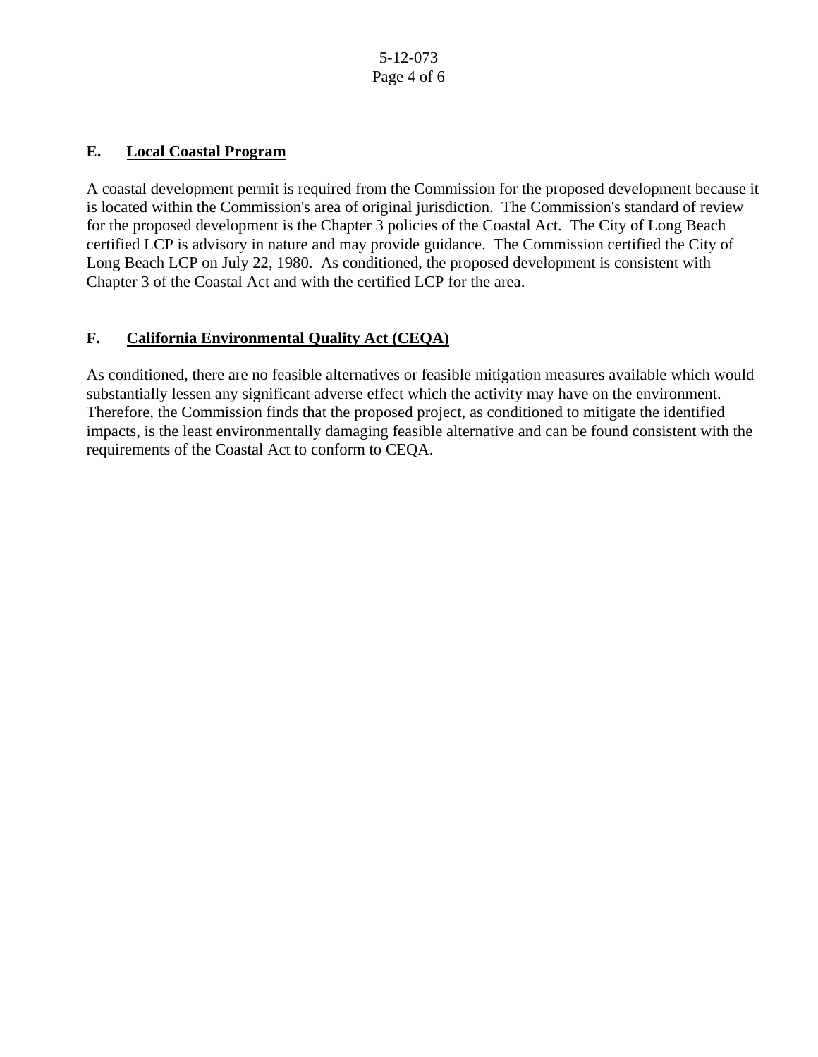## E. Local Coastal Program

A coastal development permit is required from the Commission for the proposed development because it is located within the Commission's area of original jurisdiction. The Commission's standard of review for the proposed development is the Chapter 3 policies of the Coastal Act. The City of Long Beach certified LCP is advisory in nature and may provide guidance. The Commission certified the City of Long Beach LCP on July 22, 1980. As conditioned, the proposed development is consistent with Chapter 3 of the Coastal Act and with the certified LCP for the area.

## F. California Environmental Quality Act (CEQA)

As conditioned, there are no feasible alternatives or feasible mitigation measures available which would substantially lessen any significant adverse effect which the activity may have on the environment. Therefore, the Commission finds that the proposed project, as conditioned to mitigate the identified impacts, is the least environmentally damaging feasible alternative and can be found consistent with the requirements of the Coastal Act to conform to CEQA.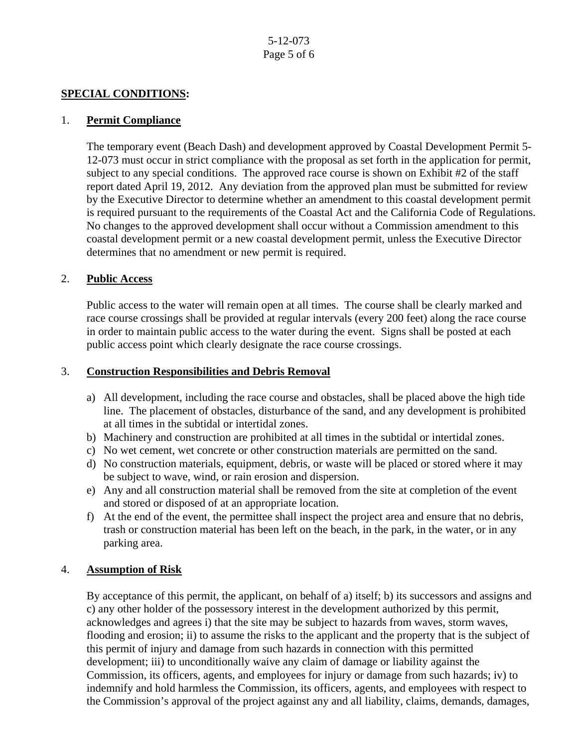**SPECIAL CONDITIONS:**

1. **Permit Compliance**

   The temporary event (Beach Dash) and development approved by Coastal Development Permit 5-12-073 must occur in strict compliance with the proposal as set forth in the application for permit, subject to any special conditions. The approved race course is shown on Exhibit #2 of the staff report dated April 19, 2012. Any deviation from the approved plan must be submitted for review by the Executive Director to determine whether an amendment to this coastal development permit is required pursuant to the requirements of the Coastal Act and the California Code of Regulations. No changes to the approved development shall occur without a Commission amendment to this coastal development permit or a new coastal development permit, unless the Executive Director determines that no amendment or new permit is required.

2. **Public Access**

   Public access to the water will remain open at all times. The course shall be clearly marked and race course crossings shall be provided at regular intervals (every 200 feet) along the race course in order to maintain public access to the water during the event. Signs shall be posted at each public access point which clearly designate the race course crossings.

3. **Construction Responsibilities and Debris Removal**

   a) All development, including the race course and obstacles, shall be placed above the high tide line. The placement of obstacles, disturbance of the sand, and any development is prohibited at all times in the subtidal or intertidal zones.
   b) Machinery and construction are prohibited at all times in the subtidal or intertidal zones.
   c) No wet cement, wet concrete or other construction materials are permitted on the sand.
   d) No construction materials, equipment, debris, or waste will be placed or stored where it may be subject to wave, wind, or rain erosion and dispersion.
   e) Any and all construction material shall be removed from the site at completion of the event and stored or disposed of at an appropriate location.
   f) At the end of the event, the permittee shall inspect the project area and ensure that no debris, trash or construction material has been left on the beach, in the park, in the water, or in any parking area.

4. **Assumption of Risk**

   By acceptance of this permit, the applicant, on behalf of a) itself; b) its successors and assigns and c) any other holder of the possessory interest in the development authorized by this permit, acknowledges and agrees i) that the site may be subject to hazards from waves, storm waves, flooding and erosion; ii) to assume the risks to the applicant and the property that is the subject of this permit of injury and damage from such hazards in connection with this permitted development; iii) to unconditionally waive any claim of damage or liability against the Commission, its officers, agents, and employees for injury or damage from such hazards; iv) to indemnify and hold harmless the Commission, its officers, agents, and employees with respect to the Commission's approval of the project against any and all liability, claims, demands, damages,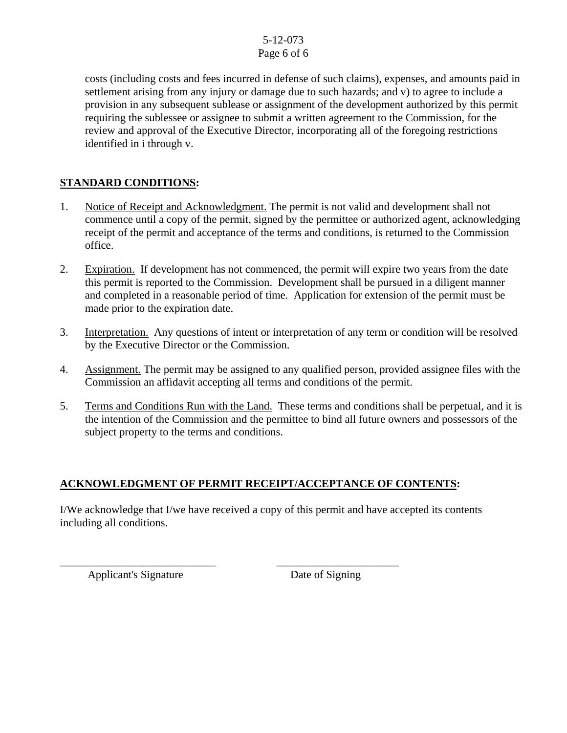costs (including costs and fees incurred in defense of such claims), expenses, and amounts paid in settlement arising from any injury or damage due to such hazards; and v) to agree to include a provision in any subsequent sublease or assignment of the development authorized by this permit requiring the sublessee or assignee to submit a written agreement to the Commission, for the review and approval of the Executive Director, incorporating all of the foregoing restrictions identified in i through v.

**STANDARD CONDITIONS:**

1. Notice of Receipt and Acknowledgment. The permit is not valid and development shall not commence until a copy of the permit, signed by the permittee or authorized agent, acknowledging receipt of the permit and acceptance of the terms and conditions, is returned to the Commission office.

2. Expiration. If development has not commenced, the permit will expire two years from the date this permit is reported to the Commission. Development shall be pursued in a diligent manner and completed in a reasonable period of time. Application for extension of the permit must be made prior to the expiration date.

3. Interpretation. Any questions of intent or interpretation of any term or condition will be resolved by the Executive Director or the Commission.

4. Assignment. The permit may be assigned to any qualified person, provided assignee files with the Commission an affidavit accepting all terms and conditions of the permit.

5. Terms and Conditions Run with the Land. These terms and conditions shall be perpetual, and it is the intention of the Commission and the permittee to bind all future owners and possessors of the subject property to the terms and conditions.

**ACKNOWLEDGMENT OF PERMIT RECEIPT/ACCEPTANCE OF CONTENTS:**

I/We acknowledge that I/we have received a copy of this permit and have accepted its contents including all conditions.

_____________________________ &nbsp;&nbsp;&nbsp;&nbsp;&nbsp;&nbsp;&nbsp;&nbsp; ______________________

Applicant's Signature &nbsp;&nbsp;&nbsp;&nbsp;&nbsp;&nbsp;&nbsp;&nbsp;&nbsp;&nbsp;&nbsp;&nbsp;&nbsp;&nbsp;&nbsp;&nbsp; Date of Signing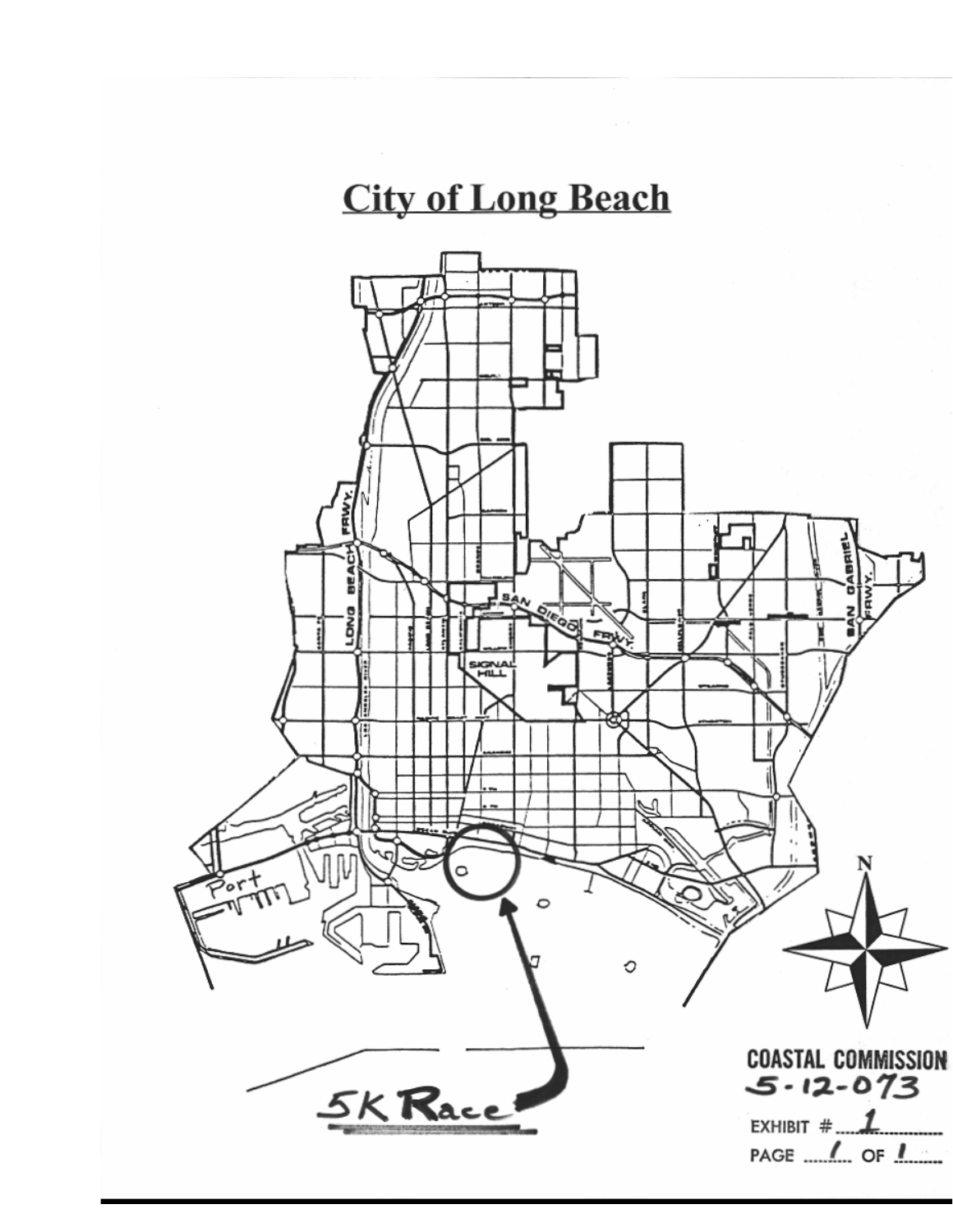# City of Long Beach

LONG BEACH FRWY.

SAN DIEGO FRWY.

SAN GABRIEL FRWY.

SIGNAL HILL

Port

5K Race

N

COASTAL COMMISSION
5-12-073

EXHIBIT # 1

PAGE 1 OF 1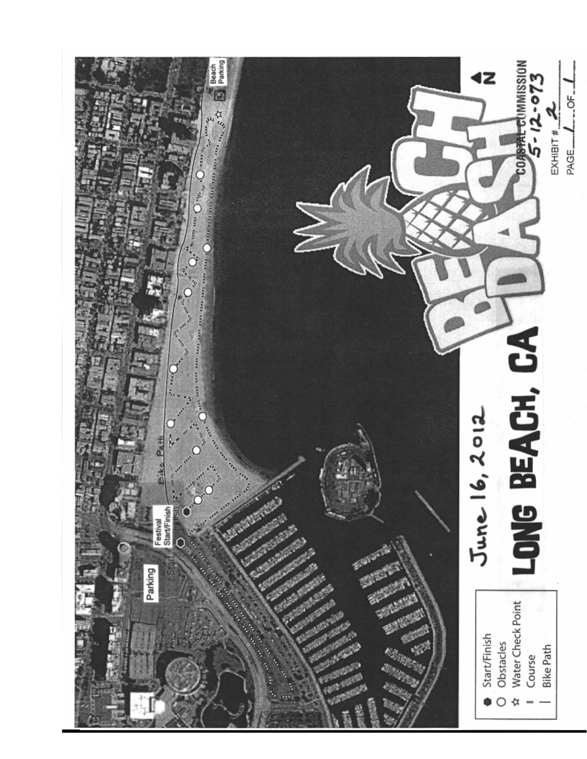Start/Finish
Obstacles
Water Check Point
Course
Bike Path

Parking

Start

Festival Start/Finish

Bike Path

Beach Parking

June 16, 2012

LONG BEACH, CA

BEACH DASH

N

COASTAL COMMISSION
5-12-073

EXHIBIT # 2

PAGE 1 OF 1